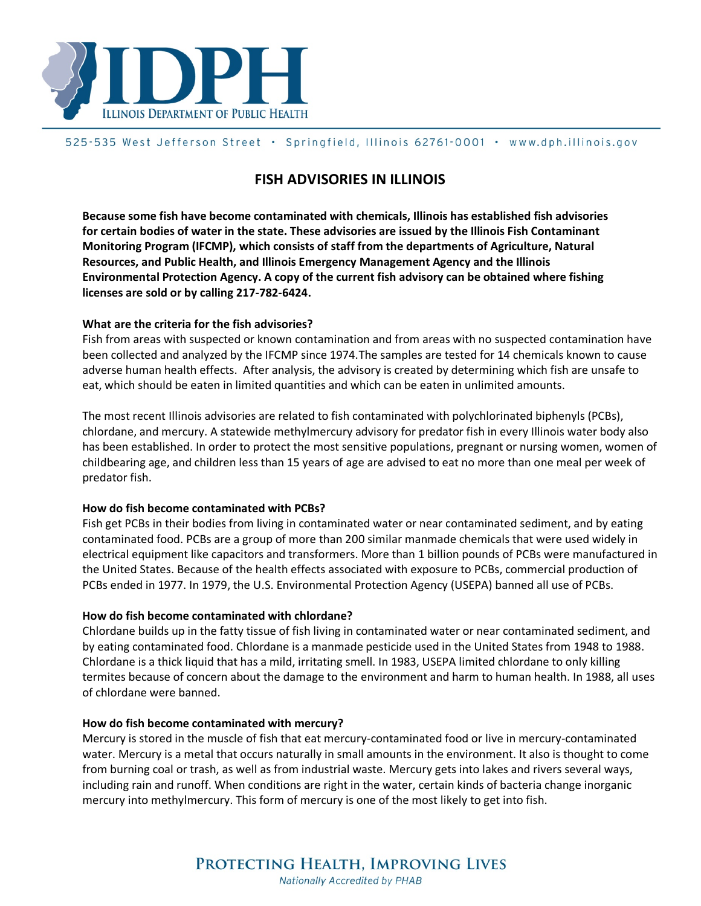# IDPH

ILLINOIS DEPARTMENT OF PUBLIC HEALTH

525-535 West Jefferson Street • Springfield, Illinois 62761-0001 • www.dph.illinois.gov

## FISH ADVISORIES IN ILLINOIS

**Because some fish have become contaminated with chemicals, Illinois has established fish advisories for certain bodies of water in the state. These advisories are issued by the Illinois Fish Contaminant Monitoring Program (IFCMP), which consists of staff from the departments of Agriculture, Natural Resources, and Public Health, and Illinois Emergency Management Agency and the Illinois Environmental Protection Agency. A copy of the current fish advisory can be obtained where fishing licenses are sold or by calling 217-782-6424.**

### What are the criteria for the fish advisories?

Fish from areas with suspected or known contamination and from areas with no suspected contamination have been collected and analyzed by the IFCMP since 1974.The samples are tested for 14 chemicals known to cause adverse human health effects. After analysis, the advisory is created by determining which fish are unsafe to eat, which should be eaten in limited quantities and which can be eaten in unlimited amounts.

The most recent Illinois advisories are related to fish contaminated with polychlorinated biphenyls (PCBs), chlordane, and mercury. A statewide methylmercury advisory for predator fish in every Illinois water body also has been established. In order to protect the most sensitive populations, pregnant or nursing women, women of childbearing age, and children less than 15 years of age are advised to eat no more than one meal per week of predator fish.

### How do fish become contaminated with PCBs?

Fish get PCBs in their bodies from living in contaminated water or near contaminated sediment, and by eating contaminated food. PCBs are a group of more than 200 similar manmade chemicals that were used widely in electrical equipment like capacitors and transformers. More than 1 billion pounds of PCBs were manufactured in the United States. Because of the health effects associated with exposure to PCBs, commercial production of PCBs ended in 1977. In 1979, the U.S. Environmental Protection Agency (USEPA) banned all use of PCBs.

### How do fish become contaminated with chlordane?

Chlordane builds up in the fatty tissue of fish living in contaminated water or near contaminated sediment, and by eating contaminated food. Chlordane is a manmade pesticide used in the United States from 1948 to 1988. Chlordane is a thick liquid that has a mild, irritating smell. In 1983, USEPA limited chlordane to only killing termites because of concern about the damage to the environment and harm to human health. In 1988, all uses of chlordane were banned.

### How do fish become contaminated with mercury?

Mercury is stored in the muscle of fish that eat mercury-contaminated food or live in mercury-contaminated water. Mercury is a metal that occurs naturally in small amounts in the environment. It also is thought to come from burning coal or trash, as well as from industrial waste. Mercury gets into lakes and rivers several ways, including rain and runoff. When conditions are right in the water, certain kinds of bacteria change inorganic mercury into methylmercury. This form of mercury is one of the most likely to get into fish.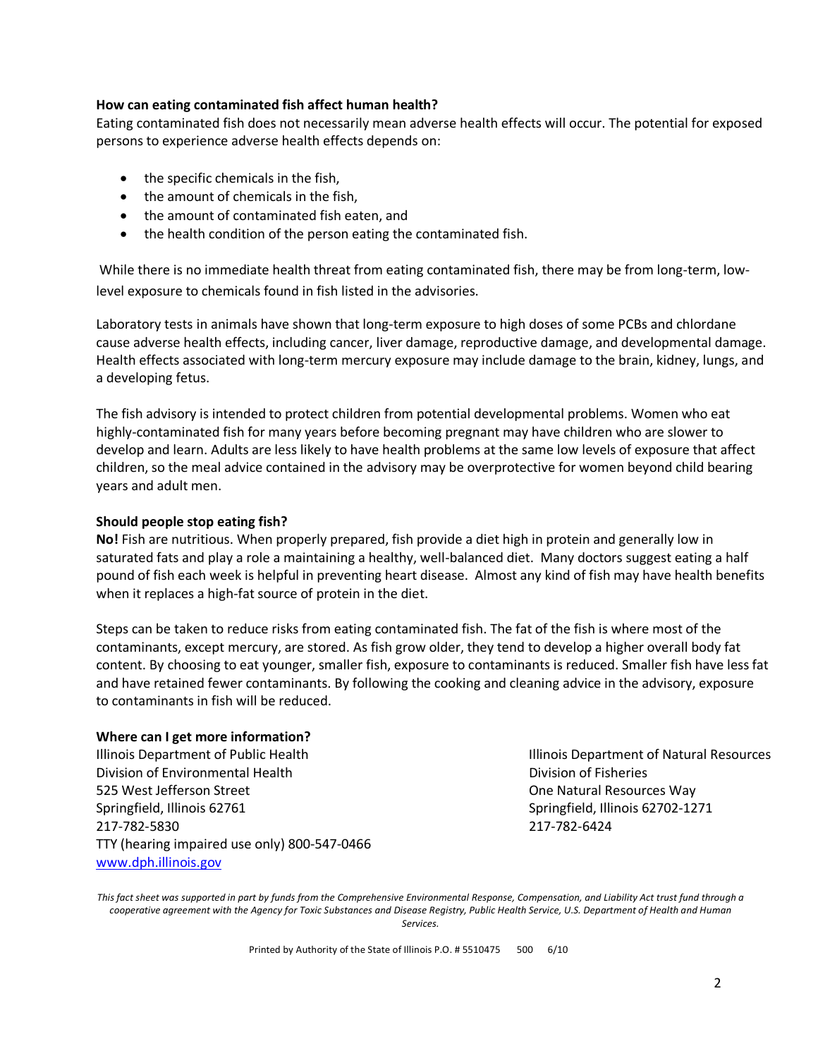**How can eating contaminated fish affect human health?**

Eating contaminated fish does not necessarily mean adverse health effects will occur. The potential for exposed persons to experience adverse health effects depends on:

- the specific chemicals in the fish,
- the amount of chemicals in the fish,
- the amount of contaminated fish eaten, and
- the health condition of the person eating the contaminated fish.

While there is no immediate health threat from eating contaminated fish, there may be from long-term, low-level exposure to chemicals found in fish listed in the advisories.

Laboratory tests in animals have shown that long-term exposure to high doses of some PCBs and chlordane cause adverse health effects, including cancer, liver damage, reproductive damage, and developmental damage. Health effects associated with long-term mercury exposure may include damage to the brain, kidney, lungs, and a developing fetus.

The fish advisory is intended to protect children from potential developmental problems. Women who eat highly-contaminated fish for many years before becoming pregnant may have children who are slower to develop and learn. Adults are less likely to have health problems at the same low levels of exposure that affect children, so the meal advice contained in the advisory may be overprotective for women beyond child bearing years and adult men.

**Should people stop eating fish?**

**No!** Fish are nutritious. When properly prepared, fish provide a diet high in protein and generally low in saturated fats and play a role a maintaining a healthy, well-balanced diet. Many doctors suggest eating a half pound of fish each week is helpful in preventing heart disease. Almost any kind of fish may have health benefits when it replaces a high-fat source of protein in the diet.

Steps can be taken to reduce risks from eating contaminated fish. The fat of the fish is where most of the contaminants, except mercury, are stored. As fish grow older, they tend to develop a higher overall body fat content. By choosing to eat younger, smaller fish, exposure to contaminants is reduced. Smaller fish have less fat and have retained fewer contaminants. By following the cooking and cleaning advice in the advisory, exposure to contaminants in fish will be reduced.

**Where can I get more information?**

Illinois Department of Public Health
Division of Environmental Health
525 West Jefferson Street
Springfield, Illinois 62761
217-782-5830
TTY (hearing impaired use only) 800-547-0466
www.dph.illinois.gov

Illinois Department of Natural Resources
Division of Fisheries
One Natural Resources Way
Springfield, Illinois 62702-1271
217-782-6424

*This fact sheet was supported in part by funds from the Comprehensive Environmental Response, Compensation, and Liability Act trust fund through a cooperative agreement with the Agency for Toxic Substances and Disease Registry, Public Health Service, U.S. Department of Health and Human Services.*

Printed by Authority of the State of Illinois P.O. # 5510475 500 6/10